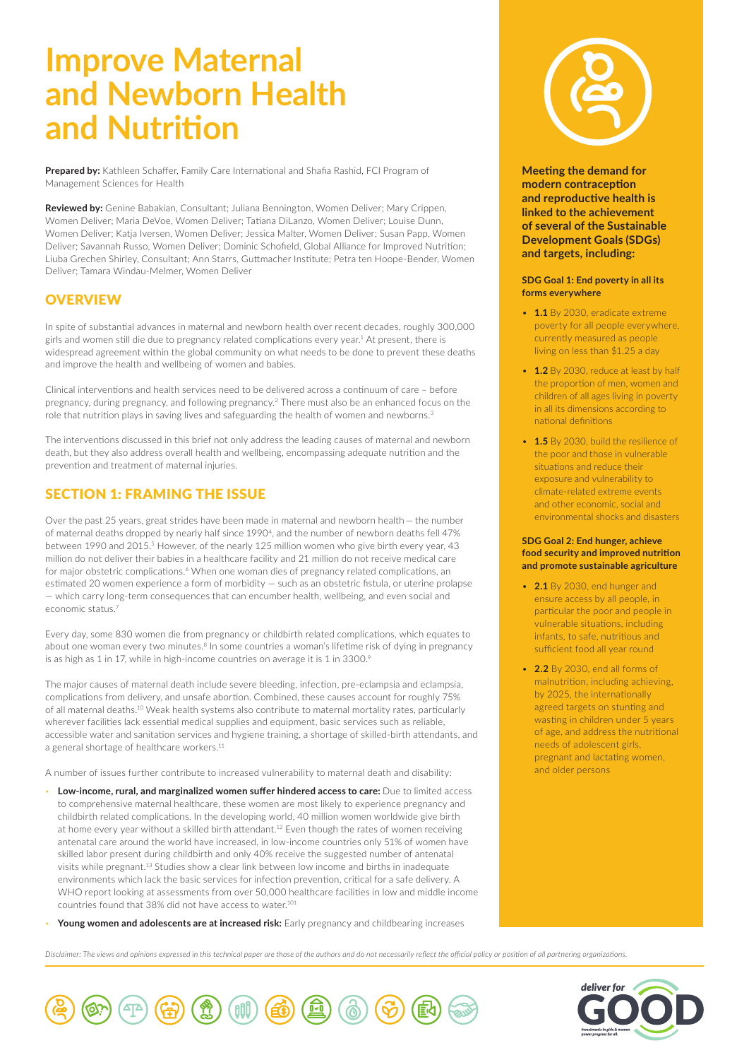# Improve Maternal and Newborn Health and Nutrition

**Prepared by:** Kathleen Schaffer, Family Care International and Shafia Rashid, FCI Program of Management Sciences for Health

**Reviewed by:** Genine Babakian, Consultant; Juliana Bennington, Women Deliver; Mary Crippen, Women Deliver; Maria DeVoe, Women Deliver; Tatiana DiLanzo, Women Deliver; Louise Dunn, Women Deliver; Katja Iversen, Women Deliver; Jessica Malter, Women Deliver; Susan Papp, Women Deliver; Savannah Russo, Women Deliver; Dominic Schofield, Global Alliance for Improved Nutrition; Liuba Grechen Shirley, Consultant; Ann Starrs, Guttmacher Institute; Petra ten Hoope-Bender, Women Deliver; Tamara Windau-Melmer, Women Deliver

## OVERVIEW

In spite of substantial advances in maternal and newborn health over recent decades, roughly 300,000 girls and women still die due to pregnancy related complications every year.[1] At present, there is widespread agreement within the global community on what needs to be done to prevent these deaths and improve the health and wellbeing of women and babies.

Clinical interventions and health services need to be delivered across a continuum of care – before pregnancy, during pregnancy, and following pregnancy.[2] There must also be an enhanced focus on the role that nutrition plays in saving lives and safeguarding the health of women and newborns.[3]

The interventions discussed in this brief not only address the leading causes of maternal and newborn death, but they also address overall health and wellbeing, encompassing adequate nutrition and the prevention and treatment of maternal injuries.

## SECTION 1: FRAMING THE ISSUE

Over the past 25 years, great strides have been made in maternal and newborn health — the number of maternal deaths dropped by nearly half since 1990[4], and the number of newborn deaths fell 47% between 1990 and 2015.[5] However, of the nearly 125 million women who give birth every year, 43 million do not deliver their babies in a healthcare facility and 21 million do not receive medical care for major obstetric complications.[6] When one woman dies of pregnancy related complications, an estimated 20 women experience a form of morbidity — such as an obstetric fistula, or uterine prolapse — which carry long-term consequences that can encumber health, wellbeing, and even social and economic status.[7]

Every day, some 830 women die from pregnancy or childbirth related complications, which equates to about one woman every two minutes.[8] In some countries a woman's lifetime risk of dying in pregnancy is as high as 1 in 17, while in high-income countries on average it is 1 in 3300.[9]

The major causes of maternal death include severe bleeding, infection, pre-eclampsia and eclampsia, complications from delivery, and unsafe abortion. Combined, these causes account for roughly 75% of all maternal deaths.[10] Weak health systems also contribute to maternal mortality rates, particularly wherever facilities lack essential medical supplies and equipment, basic services such as reliable, accessible water and sanitation services and hygiene training, a shortage of skilled-birth attendants, and a general shortage of healthcare workers.[11]

A number of issues further contribute to increased vulnerability to maternal death and disability:

- **Low-income, rural, and marginalized women suffer hindered access to care:** Due to limited access to comprehensive maternal healthcare, these women are most likely to experience pregnancy and childbirth related complications. In the developing world, 40 million women worldwide give birth at home every year without a skilled birth attendant.[12] Even though the rates of women receiving antenatal care around the world have increased, in low-income countries only 51% of women have skilled labor present during childbirth and only 40% receive the suggested number of antenatal visits while pregnant.[13] Studies show a clear link between low income and births in inadequate environments which lack the basic services for infection prevention, critical for a safe delivery. A WHO report looking at assessments from over 50,000 healthcare facilities in low and middle income countries found that 38% did not have access to water.[101]
- **Young women and adolescents are at increased risk:** Early pregnancy and childbearing increases

**Meeting the demand for modern contraception and reproductive health is linked to the achievement of several of the Sustainable Development Goals (SDGs) and targets, including:**

**SDG Goal 1: End poverty in all its forms everywhere**

- **1.1** By 2030, eradicate extreme poverty for all people everywhere, currently measured as people living on less than $1.25 a day
- **1.2** By 2030, reduce at least by half the proportion of men, women and children of all ages living in poverty in all its dimensions according to national definitions
- **1.5** By 2030, build the resilience of the poor and those in vulnerable situations and reduce their exposure and vulnerability to climate-related extreme events and other economic, social and environmental shocks and disasters

**SDG Goal 2: End hunger, achieve food security and improved nutrition and promote sustainable agriculture**

- **2.1** By 2030, end hunger and ensure access by all people, in particular the poor and people in vulnerable situations, including infants, to safe, nutritious and sufficient food all year round
- **2.2** By 2030, end all forms of malnutrition, including achieving, by 2025, the internationally agreed targets on stunting and wasting in children under 5 years of age, and address the nutritional needs of adolescent girls, pregnant and lactating women, and older persons

*Disclaimer: The views and opinions expressed in this technical paper are those of the authors and do not necessarily reflect the official policy or position of all partnering organizations.*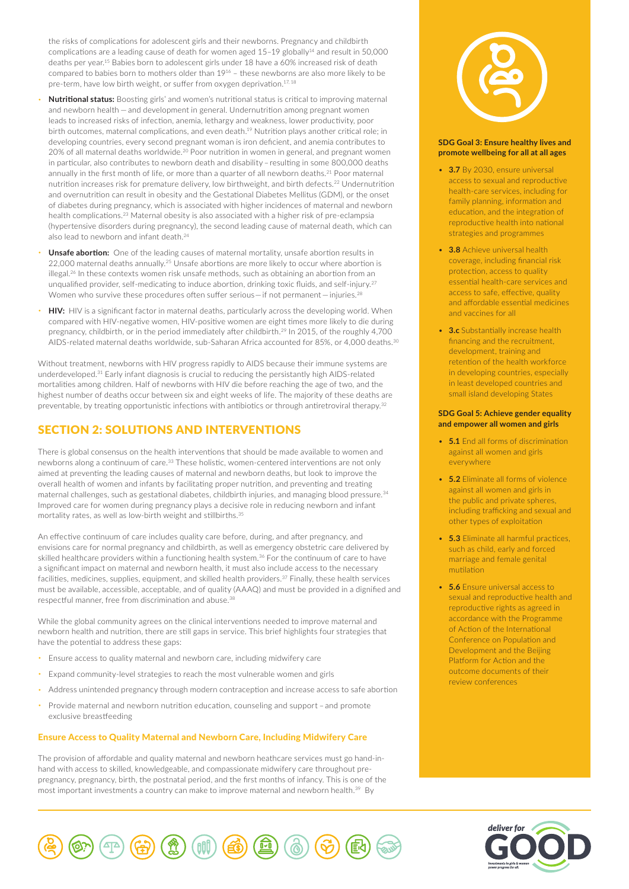the risks of complications for adolescent girls and their newborns. Pregnancy and childbirth complications are a leading cause of death for women aged 15–19 globally[14] and result in 50,000 deaths per year.[15] Babies born to adolescent girls under 18 have a 60% increased risk of death compared to babies born to mothers older than 19[16] – these newborns are also more likely to be pre-term, have low birth weight, or suffer from oxygen deprivation.[17, 18]

- **Nutritional status:** Boosting girls' and women's nutritional status is critical to improving maternal and newborn health – and development in general. Undernutrition among pregnant women leads to increased risks of infection, anemia, lethargy and weakness, lower productivity, poor birth outcomes, maternal complications, and even death.[19] Nutrition plays another critical role; in developing countries, every second pregnant woman is iron deficient, and anemia contributes to 20% of all maternal deaths worldwide.[20] Poor nutrition in women in general, and pregnant women in particular, also contributes to newborn death and disability – resulting in some 800,000 deaths annually in the first month of life, or more than a quarter of all newborn deaths.[21] Poor maternal nutrition increases risk for premature delivery, low birthweight, and birth defects.[22] Undernutrition and overnutrition can result in obesity and the Gestational Diabetes Mellitus (GDM), or the onset of diabetes during pregnancy, which is associated with higher incidences of maternal and newborn health complications.[23] Maternal obesity is also associated with a higher risk of pre-eclampsia (hypertensive disorders during pregnancy), the second leading cause of maternal death, which can also lead to newborn and infant death.[24]
- **Unsafe abortion:** One of the leading causes of maternal mortality, unsafe abortion results in 22,000 maternal deaths annually.[25] Unsafe abortions are more likely to occur where abortion is illegal.[26] In these contexts women risk unsafe methods, such as obtaining an abortion from an unqualified provider, self-medicating to induce abortion, drinking toxic fluids, and self-injury.[27] Women who survive these procedures often suffer serious – if not permanent – injuries.[28]
- **HIV:** HIV is a significant factor in maternal deaths, particularly across the developing world. When compared with HIV-negative women, HIV-positive women are eight times more likely to die during pregnancy, childbirth, or in the period immediately after childbirth.[29] In 2015, of the roughly 4,700 AIDS-related maternal deaths worldwide, sub-Saharan Africa accounted for 85%, or 4,000 deaths.[30]

Without treatment, newborns with HIV progress rapidly to AIDS because their immune systems are underdeveloped.[31] Early infant diagnosis is crucial to reducing the persistantly high AIDS-related mortalities among children. Half of newborns with HIV die before reaching the age of two, and the highest number of deaths occur between six and eight weeks of life. The majority of these deaths are preventable, by treating opportunistic infections with antibiotics or through antiretroviral therapy.[32]

## SECTION 2: SOLUTIONS AND INTERVENTIONS

There is global consensus on the health interventions that should be made available to women and newborns along a continuum of care.[33] These holistic, women-centered interventions are not only aimed at preventing the leading causes of maternal and newborn deaths, but look to improve the overall health of women and infants by facilitating proper nutrition, and preventing and treating maternal challenges, such as gestational diabetes, childbirth injuries, and managing blood pressure.[34] Improved care for women during pregnancy plays a decisive role in reducing newborn and infant mortality rates, as well as low-birth weight and stillbirths.[35]

An effective continuum of care includes quality care before, during, and after pregnancy, and envisions care for normal pregnancy and childbirth, as well as emergency obstetric care delivered by skilled healthcare providers within a functioning health system.[36] For the continuum of care to have a significant impact on maternal and newborn health, it must also include access to the necessary facilities, medicines, supplies, equipment, and skilled health providers.[37] Finally, these health services must be available, accessible, acceptable, and of quality (AAAQ) and must be provided in a dignified and respectful manner, free from discrimination and abuse.[38]

While the global community agrees on the clinical interventions needed to improve maternal and newborn health and nutrition, there are still gaps in service. This brief highlights four strategies that have the potential to address these gaps:

- Ensure access to quality maternal and newborn care, including midwifery care
- Expand community-level strategies to reach the most vulnerable women and girls
- Address unintended pregnancy through modern contraception and increase access to safe abortion
- Provide maternal and newborn nutrition education, counseling and support – and promote exclusive breastfeeding

### Ensure Access to Quality Maternal and Newborn Care, Including Midwifery Care

The provision of affordable and quality maternal and newborn heathcare services must go hand-in-hand with access to skilled, knowledgeable, and compassionate midwifery care throughout pre-pregnancy, pregnancy, birth, the postnatal period, and the first months of infancy. This is one of the most important investments a country can make to improve maternal and newborn health.[39] By

**SDG Goal 3: Ensure healthy lives and promote wellbeing for all at all ages**

- **3.7** By 2030, ensure universal access to sexual and reproductive health-care services, including for family planning, information and education, and the integration of reproductive health into national strategies and programmes
- **3.8** Achieve universal health coverage, including financial risk protection, access to quality essential health-care services and access to safe, effective, quality and affordable essential medicines and vaccines for all
- **3.c** Substantially increase health financing and the recruitment, development, training and retention of the health workforce in developing countries, especially in least developed countries and small island developing States

**SDG Goal 5: Achieve gender equality and empower all women and girls**

- **5.1** End all forms of discrimination against all women and girls everywhere
- **5.2** Eliminate all forms of violence against all women and girls in the public and private spheres, including trafficking and sexual and other types of exploitation
- **5.3** Eliminate all harmful practices, such as child, early and forced marriage and female genital mutilation
- **5.6** Ensure universal access to sexual and reproductive health and reproductive rights as agreed in accordance with the Programme of Action of the International Conference on Population and Development and the Beijing Platform for Action and the outcome documents of their review conferences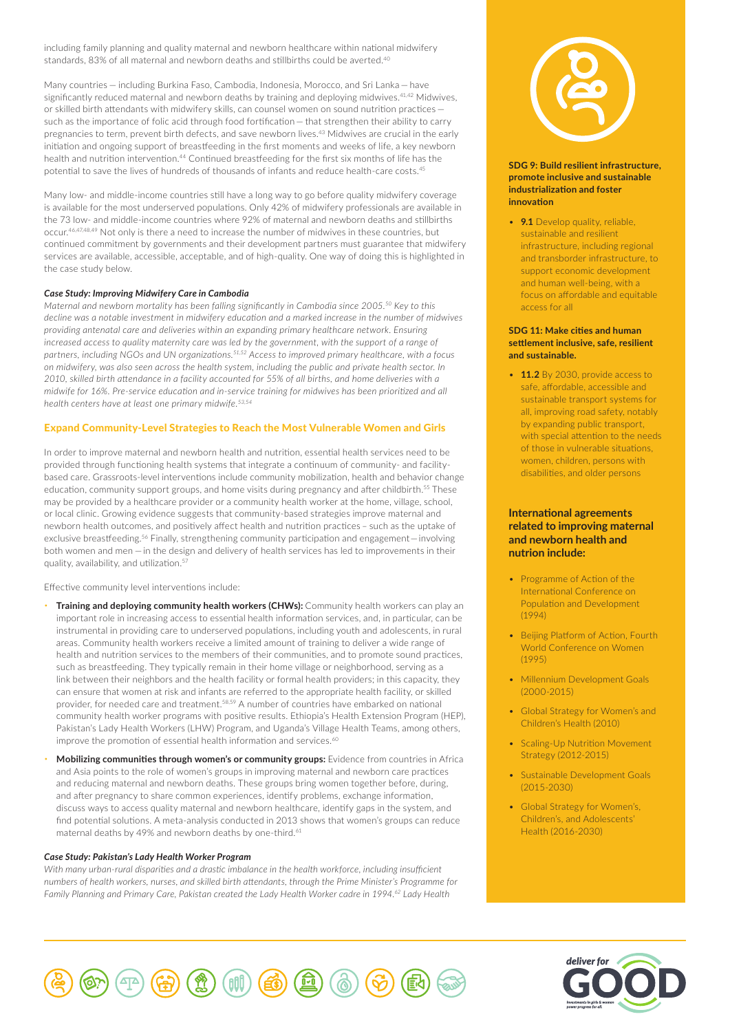including family planning and quality maternal and newborn healthcare within national midwifery standards, 83% of all maternal and newborn deaths and stillbirths could be averted.[40]

Many countries — including Burkina Faso, Cambodia, Indonesia, Morocco, and Sri Lanka — have significantly reduced maternal and newborn deaths by training and deploying midwives.[41,42] Midwives, or skilled birth attendants with midwifery skills, can counsel women on sound nutrition practices — such as the importance of folic acid through food fortification — that strengthen their ability to carry pregnancies to term, prevent birth defects, and save newborn lives.[43] Midwives are crucial in the early initiation and ongoing support of breastfeeding in the first moments and weeks of life, a key newborn health and nutrition intervention.[44] Continued breastfeeding for the first six months of life has the potential to save the lives of hundreds of thousands of infants and reduce health-care costs.[45]

Many low- and middle-income countries still have a long way to go before quality midwifery coverage is available for the most underserved populations. Only 42% of midwifery professionals are available in the 73 low- and middle-income countries where 92% of maternal and newborn deaths and stillbirths occur.[46,47,48,49] Not only is there a need to increase the number of midwives in these countries, but continued commitment by governments and their development partners must guarantee that midwifery services are available, accessible, acceptable, and of high-quality. One way of doing this is highlighted in the case study below.

***Case Study: Improving Midwifery Care in Cambodia***

*Maternal and newborn mortality has been falling significantly in Cambodia since 2005.[50] Key to this decline was a notable investment in midwifery education and a marked increase in the number of midwives providing antenatal care and deliveries within an expanding primary healthcare network. Ensuring increased access to quality maternity care was led by the government, with the support of a range of partners, including NGOs and UN organizations.[51,52] Access to improved primary healthcare, with a focus on midwifery, was also seen across the health system, including the public and private health sector. In 2010, skilled birth attendance in a facility accounted for 55% of all births, and home deliveries with a midwife for 16%. Pre-service education and in-service training for midwives has been prioritized and all health centers have at least one primary midwife.[53,54]*

## Expand Community-Level Strategies to Reach the Most Vulnerable Women and Girls

In order to improve maternal and newborn health and nutrition, essential health services need to be provided through functioning health systems that integrate a continuum of community- and facility-based care. Grassroots-level interventions include community mobilization, health and behavior change education, community support groups, and home visits during pregnancy and after childbirth.[55] These may be provided by a healthcare provider or a community health worker at the home, village, school, or local clinic. Growing evidence suggests that community-based strategies improve maternal and newborn health outcomes, and positively affect health and nutrition practices – such as the uptake of exclusive breastfeeding.[56] Finally, strengthening community participation and engagement—involving both women and men—in the design and delivery of health services has led to improvements in their quality, availability, and utilization.[57]

Effective community level interventions include:

- **Training and deploying community health workers (CHWs):** Community health workers can play an important role in increasing access to essential health information services, and, in particular, can be instrumental in providing care to underserved populations, including youth and adolescents, in rural areas. Community health workers receive a limited amount of training to deliver a wide range of health and nutrition services to the members of their communities, and to promote sound practices, such as breastfeeding. They typically remain in their home village or neighborhood, serving as a link between their neighbors and the health facility or formal health providers; in this capacity, they can ensure that women at risk and infants are referred to the appropriate health facility, or skilled provider, for needed care and treatment.[58,59] A number of countries have embarked on national community health worker programs with positive results. Ethiopia's Health Extension Program (HEP), Pakistan's Lady Health Workers (LHW) Program, and Uganda's Village Health Teams, among others, improve the promotion of essential health information and services.[60]
- **Mobilizing communities through women's or community groups:** Evidence from countries in Africa and Asia points to the role of women's groups in improving maternal and newborn care practices and reducing maternal and newborn deaths. These groups bring women together before, during, and after pregnancy to share common experiences, identify problems, exchange information, discuss ways to access quality maternal and newborn healthcare, identify gaps in the system, and find potential solutions. A meta-analysis conducted in 2013 shows that women's groups can reduce maternal deaths by 49% and newborn deaths by one-third.[61]

***Case Study: Pakistan's Lady Health Worker Program***

*With many urban-rural disparities and a drastic imbalance in the health workforce, including insufficient numbers of health workers, nurses, and skilled birth attendants, through the Prime Minister's Programme for Family Planning and Primary Care, Pakistan created the Lady Health Worker cadre in 1994.[62] Lady Health*

**SDG 9: Build resilient infrastructure, promote inclusive and sustainable industrialization and foster innovation**

- **9.1** Develop quality, reliable, sustainable and resilient infrastructure, including regional and transborder infrastructure, to support economic development and human well-being, with a focus on affordable and equitable access for all

**SDG 11: Make cities and human settlement inclusive, safe, resilient and sustainable.**

- **11.2** By 2030, provide access to safe, affordable, accessible and sustainable transport systems for all, improving road safety, notably by expanding public transport, with special attention to the needs of those in vulnerable situations, women, children, persons with disabilities, and older persons

### International agreements related to improving maternal and newborn health and nutrion include:

- Programme of Action of the International Conference on Population and Development (1994)
- Beijing Platform of Action, Fourth World Conference on Women (1995)
- Millennium Development Goals (2000-2015)
- Global Strategy for Women's and Children's Health (2010)
- Scaling-Up Nutrition Movement Strategy (2012-2015)
- Sustainable Development Goals (2015-2030)
- Global Strategy for Women's, Children's, and Adolescents' Health (2016-2030)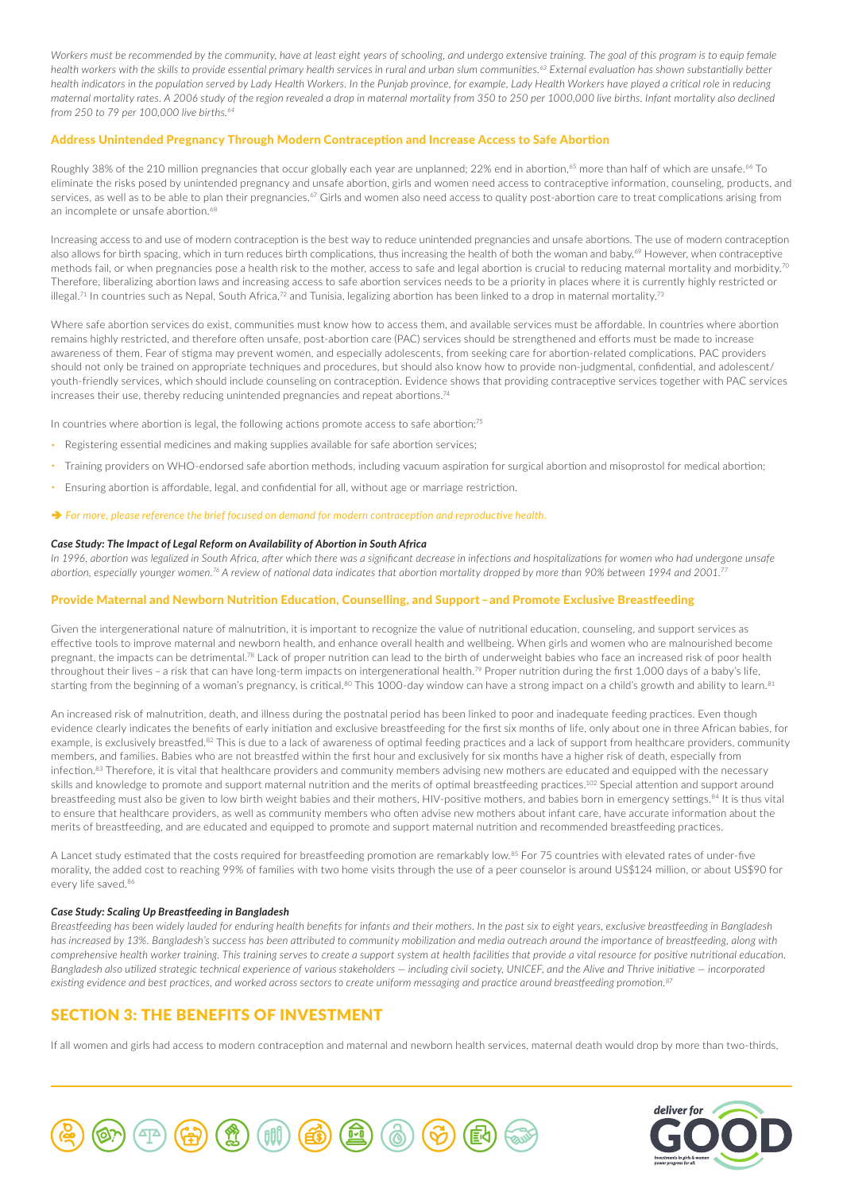*Workers must be recommended by the community, have at least eight years of schooling, and undergo extensive training. The goal of this program is to equip female health workers with the skills to provide essential primary health services in rural and urban slum communities.[63] External evaluation has shown substantially better health indicators in the population served by Lady Health Workers. In the Punjab province, for example, Lady Health Workers have played a critical role in reducing maternal mortality rates. A 2006 study of the region revealed a drop in maternal mortality from 350 to 250 per 1000,000 live births. Infant mortality also declined from 250 to 79 per 100,000 live births.[64]*

### Address Unintended Pregnancy Through Modern Contraception and Increase Access to Safe Abortion

Roughly 38% of the 210 million pregnancies that occur globally each year are unplanned; 22% end in abortion,[65] more than half of which are unsafe.[66] To eliminate the risks posed by unintended pregnancy and unsafe abortion, girls and women need access to contraceptive information, counseling, products, and services, as well as to be able to plan their pregnancies.[67] Girls and women also need access to quality post-abortion care to treat complications arising from an incomplete or unsafe abortion.[68]

Increasing access to and use of modern contraception is the best way to reduce unintended pregnancies and unsafe abortions. The use of modern contraception also allows for birth spacing, which in turn reduces birth complications, thus increasing the health of both the woman and baby.[69] However, when contraceptive methods fail, or when pregnancies pose a health risk to the mother, access to safe and legal abortion is crucial to reducing maternal mortality and morbidity.[70] Therefore, liberalizing abortion laws and increasing access to safe abortion services needs to be a priority in places where it is currently highly restricted or illegal.[71] In countries such as Nepal, South Africa,[72] and Tunisia, legalizing abortion has been linked to a drop in maternal mortality.[73]

Where safe abortion services do exist, communities must know how to access them, and available services must be affordable. In countries where abortion remains highly restricted, and therefore often unsafe, post-abortion care (PAC) services should be strengthened and efforts must be made to increase awareness of them. Fear of stigma may prevent women, and especially adolescents, from seeking care for abortion-related complications. PAC providers should not only be trained on appropriate techniques and procedures, but should also know how to provide non-judgmental, confidential, and adolescent/youth-friendly services, which should include counseling on contraception. Evidence shows that providing contraceptive services together with PAC services increases their use, thereby reducing unintended pregnancies and repeat abortions.[74]

In countries where abortion is legal, the following actions promote access to safe abortion:[75]

- Registering essential medicines and making supplies available for safe abortion services;
- Training providers on WHO-endorsed safe abortion methods, including vacuum aspiration for surgical abortion and misoprostol for medical abortion;
- Ensuring abortion is affordable, legal, and confidential for all, without age or marriage restriction.

➔ *For more, please reference the brief focused on demand for modern contraception and reproductive health.*

***Case Study: The Impact of Legal Reform on Availability of Abortion in South Africa***

*In 1996, abortion was legalized in South Africa, after which there was a significant decrease in infections and hospitalizations for women who had undergone unsafe abortion, especially younger women.[76] A review of national data indicates that abortion mortality dropped by more than 90% between 1994 and 2001.[77]*

### Provide Maternal and Newborn Nutrition Education, Counselling, and Support – and Promote Exclusive Breastfeeding

Given the intergenerational nature of malnutrition, it is important to recognize the value of nutritional education, counseling, and support services as effective tools to improve maternal and newborn health, and enhance overall health and wellbeing. When girls and women who are malnourished become pregnant, the impacts can be detrimental.[78] Lack of proper nutrition can lead to the birth of underweight babies who face an increased risk of poor health throughout their lives – a risk that can have long-term impacts on intergenerational health.[79] Proper nutrition during the first 1,000 days of a baby's life, starting from the beginning of a woman's pregnancy, is critical.[80] This 1000-day window can have a strong impact on a child's growth and ability to learn.[81]

An increased risk of malnutrition, death, and illness during the postnatal period has been linked to poor and inadequate feeding practices. Even though evidence clearly indicates the benefits of early initiation and exclusive breastfeeding for the first six months of life, only about one in three African babies, for example, is exclusively breastfed.[82] This is due to a lack of awareness of optimal feeding practices and a lack of support from healthcare providers, community members, and families. Babies who are not breastfed within the first hour and exclusively for six months have a higher risk of death, especially from infection.[83] Therefore, it is vital that healthcare providers and community members advising new mothers are educated and equipped with the necessary skills and knowledge to promote and support maternal nutrition and the merits of optimal breastfeeding practices.[102] Special attention and support around breastfeeding must also be given to low birth weight babies and their mothers, HIV-positive mothers, and babies born in emergency settings.[84] It is thus vital to ensure that healthcare providers, as well as community members who often advise new mothers about infant care, have accurate information about the merits of breastfeeding, and are educated and equipped to promote and support maternal nutrition and recommended breastfeeding practices.

A Lancet study estimated that the costs required for breastfeeding promotion are remarkably low.[85] For 75 countries with elevated rates of under-five morality, the added cost to reaching 99% of families with two home visits through the use of a peer counselor is around US$124 million, or about US$90 for every life saved.[86]

***Case Study: Scaling Up Breastfeeding in Bangladesh***

*Breastfeeding has been widely lauded for enduring health benefits for infants and their mothers. In the past six to eight years, exclusive breastfeeding in Bangladesh has increased by 13%. Bangladesh's success has been attributed to community mobilization and media outreach around the importance of breastfeeding, along with comprehensive health worker training. This training serves to create a support system at health facilities that provide a vital resource for positive nutritional education. Bangladesh also utilized strategic technical experience of various stakeholders — including civil society, UNICEF, and the Alive and Thrive initiative — incorporated existing evidence and best practices, and worked across sectors to create uniform messaging and practice around breastfeeding promotion.[87]*

## SECTION 3: THE BENEFITS OF INVESTMENT

If all women and girls had access to modern contraception and maternal and newborn health services, maternal death would drop by more than two-thirds,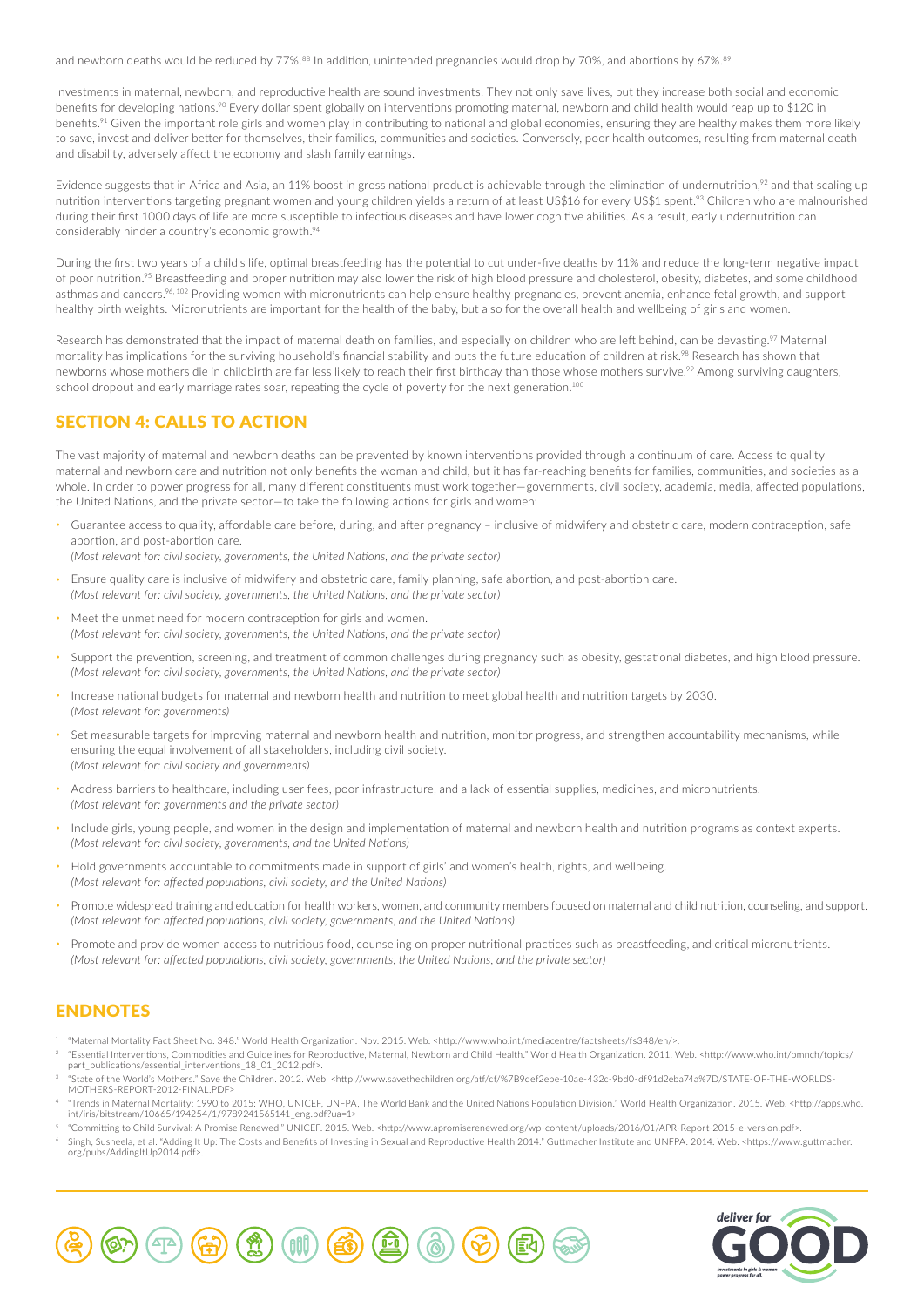and newborn deaths would be reduced by 77%.[88] In addition, unintended pregnancies would drop by 70%, and abortions by 67%.[89]

Investments in maternal, newborn, and reproductive health are sound investments. They not only save lives, but they increase both social and economic benefits for developing nations.[90] Every dollar spent globally on interventions promoting maternal, newborn and child health would reap up to $120 in benefits.[91] Given the important role girls and women play in contributing to national and global economies, ensuring they are healthy makes them more likely to save, invest and deliver better for themselves, their families, communities and societies. Conversely, poor health outcomes, resulting from maternal death and disability, adversely affect the economy and slash family earnings.

Evidence suggests that in Africa and Asia, an 11% boost in gross national product is achievable through the elimination of undernutrition,[92] and that scaling up nutrition interventions targeting pregnant women and young children yields a return of at least US$16 for every US$1 spent.[93] Children who are malnourished during their first 1000 days of life are more susceptible to infectious diseases and have lower cognitive abilities. As a result, early undernutrition can considerably hinder a country's economic growth.[94]

During the first two years of a child's life, optimal breastfeeding has the potential to cut under-five deaths by 11% and reduce the long-term negative impact of poor nutrition.[95] Breastfeeding and proper nutrition may also lower the risk of high blood pressure and cholesterol, obesity, diabetes, and some childhood asthmas and cancers.[96, 102] Providing women with micronutrients can help ensure healthy pregnancies, prevent anemia, enhance fetal growth, and support healthy birth weights. Micronutrients are important for the health of the baby, but also for the overall health and wellbeing of girls and women.

Research has demonstrated that the impact of maternal death on families, and especially on children who are left behind, can be devasting.[97] Maternal mortality has implications for the surviving household's financial stability and puts the future education of children at risk.[98] Research has shown that newborns whose mothers die in childbirth are far less likely to reach their first birthday than those whose mothers survive.[99] Among surviving daughters, school dropout and early marriage rates soar, repeating the cycle of poverty for the next generation.[100]

## SECTION 4: CALLS TO ACTION

The vast majority of maternal and newborn deaths can be prevented by known interventions provided through a continuum of care. Access to quality maternal and newborn care and nutrition not only benefits the woman and child, but it has far-reaching benefits for families, communities, and societies as a whole. In order to power progress for all, many different constituents must work together—governments, civil society, academia, media, affected populations, the United Nations, and the private sector—to take the following actions for girls and women:

- Guarantee access to quality, affordable care before, during, and after pregnancy – inclusive of midwifery and obstetric care, modern contraception, safe abortion, and post-abortion care.
  *(Most relevant for: civil society, governments, the United Nations, and the private sector)*
- Ensure quality care is inclusive of midwifery and obstetric care, family planning, safe abortion, and post-abortion care.
  *(Most relevant for: civil society, governments, the United Nations, and the private sector)*
- Meet the unmet need for modern contraception for girls and women.
  *(Most relevant for: civil society, governments, the United Nations, and the private sector)*
- Support the prevention, screening, and treatment of common challenges during pregnancy such as obesity, gestational diabetes, and high blood pressure.
  *(Most relevant for: civil society, governments, the United Nations, and the private sector)*
- Increase national budgets for maternal and newborn health and nutrition to meet global health and nutrition targets by 2030.
  *(Most relevant for: governments)*
- Set measurable targets for improving maternal and newborn health and nutrition, monitor progress, and strengthen accountability mechanisms, while ensuring the equal involvement of all stakeholders, including civil society.
  *(Most relevant for: civil society and governments)*
- Address barriers to healthcare, including user fees, poor infrastructure, and a lack of essential supplies, medicines, and micronutrients.
  *(Most relevant for: governments and the private sector)*
- Include girls, young people, and women in the design and implementation of maternal and newborn health and nutrition programs as context experts.
  *(Most relevant for: civil society, governments, and the United Nations)*
- Hold governments accountable to commitments made in support of girls' and women's health, rights, and wellbeing.
  *(Most relevant for: affected populations, civil society, and the United Nations)*
- Promote widespread training and education for health workers, women, and community members focused on maternal and child nutrition, counseling, and support.
  *(Most relevant for: affected populations, civil society, governments, and the United Nations)*
- Promote and provide women access to nutritious food, counseling on proper nutritional practices such as breastfeeding, and critical micronutrients.
  *(Most relevant for: affected populations, civil society, governments, the United Nations, and the private sector)*

## ENDNOTES

1. "Maternal Mortality Fact Sheet No. 348." World Health Organization. Nov. 2015. Web. <http://www.who.int/mediacentre/factsheets/fs348/en/>.
2. "Essential Interventions, Commodities and Guidelines for Reproductive, Maternal, Newborn and Child Health." World Health Organization. 2011. Web. <http://www.who.int/pmnch/topics/part_publications/essential_interventions_18_01_2012.pdf>.
3. "State of the World's Mothers." Save the Children. 2012. Web. <http://www.savethechildren.org/atf/cf/%7B9def2ebe-10ae-432c-9bd0-df91d2eba74a%7D/STATE-OF-THE-WORLDS-MOTHERS-REPORT-2012-FINAL.PDF>
4. "Trends in Maternal Mortality: 1990 to 2015: WHO, UNICEF, UNFPA, The World Bank and the United Nations Population Division." World Health Organization. 2015. Web. <http://apps.who.int/iris/bitstream/10665/194254/1/9789241565141_eng.pdf?ua=1>
5. "Committing to Child Survival: A Promise Renewed." UNICEF. 2015. Web. <http://www.apromiserenewed.org/wp-content/uploads/2016/01/APR-Report-2015-e-version.pdf>.
6. Singh, Susheela, et al. "Adding It Up: The Costs and Benefits of Investing in Sexual and Reproductive Health 2014." Guttmacher Institute and UNFPA. 2014. Web. <https://www.guttmacher.org/pubs/AddingItUp2014.pdf>.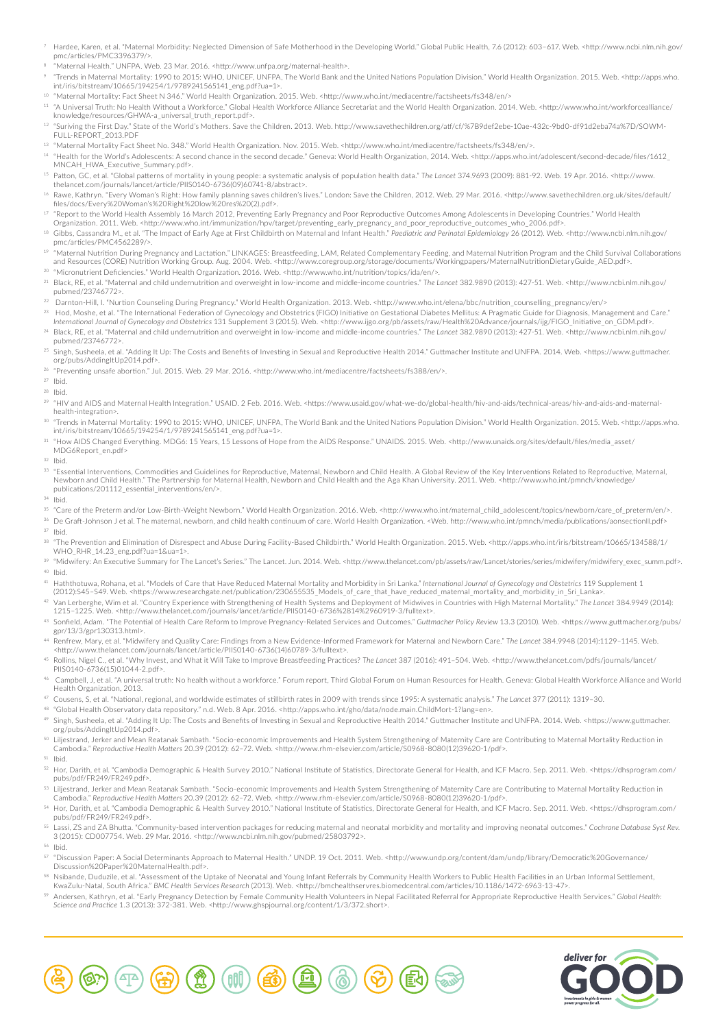[7] Hardee, Karen, et al. "Maternal Morbidity: Neglected Dimension of Safe Motherhood in the Developing World." Global Public Health, 7.6 (2012): 603–617. Web. <http://www.ncbi.nlm.nih.gov/pmc/articles/PMC3396379/>.

[8] "Maternal Health." UNFPA. Web. 23 Mar. 2016. <http://www.unfpa.org/maternal-health>.

[9] "Trends in Maternal Mortality: 1990 to 2015: WHO, UNICEF, UNFPA, The World Bank and the United Nations Population Division." World Health Organization. 2015. Web. <http://apps.who.int/iris/bitstream/10665/194254/1/9789241565141_eng.pdf?ua=1>.

[10] "Maternal Mortality: Fact Sheet N 346." World Health Organization. 2015. Web. <http://www.who.int/mediacentre/factsheets/fs348/en/>

[11] "A Universal Truth: No Health Without a Workforce." Global Health Workforce Alliance Secretariat and the World Health Organization. 2014. Web. <http://www.who.int/workforcealliance/knowledge/resources/GHWA-a_universal_truth_report.pdf>.

[12] "Suriving the First Day." State of the World's Mothers. Save the Children. 2013. Web. http://www.savethechildren.org/atf/cf/%7B9def2ebe-10ae-432c-9bd0-df91d2eba74a%7D/SOWM-FULL-REPORT_2013.PDF

[13] "Maternal Mortality Fact Sheet No. 348." World Health Organization. Nov. 2015. Web. <http://www.who.int/mediacentre/factsheets/fs348/en/>.

[14] "Health for the World's Adolescents: A second chance in the second decade." Geneva: World Health Organization, 2014. Web. <http://apps.who.int/adolescent/second-decade/files/1612_MNCAH_HWA_Executive_Summary.pdf>.

[15] Patton, GC, et al. "Global patterns of mortality in young people: a systematic analysis of population health data." *The Lancet* 374.9693 (2009): 881-92. Web. 19 Apr. 2016. <http://www.thelancet.com/journals/lancet/article/PIIS0140-6736(09)60741-8/abstract>.

[16] Rawe, Kathryn. "Every Woman's Right: How family planning saves children's lives." London: Save the Children, 2012. Web. 29 Mar. 2016. <http://www.savethechildren.org.uk/sites/default/files/docs/Every%20Woman's%20Right%20low%20res%20(2).pdf>.

[17] "Report to the World Health Assembly 16 March 2012, Preventing Early Pregnancy and Poor Reproductive Outcomes Among Adolescents in Developing Countries." World Health Organization. 2011. Web. <http://www.who.int/immunization/hpv/target/preventing_early_pregnancy_and_poor_reproductive_outcomes_who_2006.pdf>.

[18] Gibbs, Cassandra M., et al. "The Impact of Early Age at First Childbirth on Maternal and Infant Health." *Paediatric and Perinatal Epidemiology* 26 (2012). Web. <http://www.ncbi.nlm.nih.gov/pmc/articles/PMC4562289/>.

[19] "Maternal Nutrition During Pregnancy and Lactation." LINKAGES: Breastfeeding, LAM, Related Complementary Feeding, and Maternal Nutrition Program and the Child Survival Collaborations and Resources (CORE) Nutrition Working Group. Aug. 2004. Web. <http://www.coregroup.org/storage/documents/Workingpapers/MaternalNutritionDietaryGuide_AED.pdf>.

[20] "Micronutrient Deficiencies." World Health Organization. 2016. Web. <http://www.who.int/nutrition/topics/ida/en/>.

[21] Black, RE, et al. "Maternal and child undernutrition and overweight in low-income and middle-income countries." *The Lancet* 382.9890 (2013): 427-51. Web. <http://www.ncbi.nlm.nih.gov/pubmed/23746772>.

[22] Darnton-Hill, I. "Nurtion Counseling During Pregnancy." World Health Organization. 2013. Web. <http://www.who.int/elena/bbc/nutrition_counselling_pregnancy/en/>

[23] Hod, Moshe, et al. "The International Federation of Gynecology and Obstetrics (FIGO) Initiative on Gestational Diabetes Mellitus: A Pragmatic Guide for Diagnosis, Management and Care." *International Journal of Gynecology and Obstetrics* 131 Supplement 3 (2015). Web. <http://www.ijgo.org/pb/assets/raw/Health%20Advance/journals/ijg/FIGO_Initiative_on_GDM.pdf>.

[24] Black, RE, et al. "Maternal and child undernutrition and overweight in low-income and middle-income countries." *The Lancet* 382.9890 (2013): 427-51. Web. <http://www.ncbi.nlm.nih.gov/pubmed/23746772>.

[25] Singh, Susheela, et al. "Adding It Up: The Costs and Benefits of Investing in Sexual and Reproductive Health 2014." Guttmacher Institute and UNFPA. 2014. Web. <https://www.guttmacher.org/pubs/AddingItUp2014.pdf>.

[26] "Preventing unsafe abortion." Jul. 2015. Web. 29 Mar. 2016. <http://www.who.int/mediacentre/factsheets/fs388/en/>.

[27] Ibid.

[28] Ibid.

[29] "HIV and AIDS and Maternal Health Integration." USAID. 2 Feb. 2016. Web. <https://www.usaid.gov/what-we-do/global-health/hiv-and-aids/technical-areas/hiv-and-aids-and-maternal-health-integration>.

[30] "Trends in Maternal Mortality: 1990 to 2015: WHO, UNICEF, UNFPA, The World Bank and the United Nations Population Division." World Health Organization. 2015. Web. <http://apps.who.int/iris/bitstream/10665/194254/1/9789241565141_eng.pdf?ua=1>.

[31] "How AIDS Changed Everything. MDG6: 15 Years, 15 Lessons of Hope from the AIDS Response." UNAIDS. 2015. Web. <http://www.unaids.org/sites/default/files/media_asset/MDG6Report_en.pdf>

[32] Ibid.

[33] "Essential Interventions, Commodities and Guidelines for Reproductive, Maternal, Newborn and Child Health. A Global Review of the Key Interventions Related to Reproductive, Maternal, Newborn and Child Health." The Partnership for Maternal Health, Newborn and Child Health and the Aga Khan University. 2011. Web. <http://www.who.int/pmnch/knowledge/publications/201112_essential_interventions/en/>.

[34] Ibid.

[35] "Care of the Preterm and/or Low-Birth-Weight Newborn." World Health Organization. 2016. Web. <http://www.who.int/maternal_child_adolescent/topics/newborn/care_of_preterm/en/>.

[36] De Graft-Johnson J et al. The maternal, newborn, and child health continuum of care. World Health Organization. <Web. http://www.who.int/pmnch/media/publications/aonsectionII.pdf>

[37] Ibid.

[38] "The Prevention and Elimination of Disrespect and Abuse During Facility-Based Childbirth." World Health Organization. 2015. Web. <http://apps.who.int/iris/bitstream/10665/134588/1/WHO_RHR_14.23_eng.pdf?ua=1&ua=1>.

[39] "Midwifery: An Executive Summary for The Lancet's Series." The Lancet. Jun. 2014. Web. <http://www.thelancet.com/pb/assets/raw/Lancet/stories/series/midwifery/midwifery_exec_summ.pdf>.

[40] Ibid.

[41] Haththotuwa, Rohana, et al. "Models of Care that Have Reduced Maternal Mortality and Morbidity in Sri Lanka." *International Journal of Gynecology and Obstetrics* 119 Supplement 1 (2012):S45–S49. Web. <https://www.researchgate.net/publication/230655535_Models_of_care_that_have_reduced_maternal_mortality_and_morbidity_in_Sri_Lanka>.

[42] Van Lerberghe, Wim et al. "Country Experience with Strengthening of Health Systems and Deployment of Midwives in Countries with High Maternal Mortality." *The Lancet* 384.9949 (2014): 1215–1225. Web. <http://www.thelancet.com/journals/lancet/article/PIIS0140-6736%2814%2960919-3/fulltext>.

[43] Sonfield, Adam. "The Potential of Health Care Reform to Improve Pregnancy-Related Services and Outcomes." *Guttmacher Policy Review* 13.3 (2010). Web. <https://www.guttmacher.org/pubs/gpr/13/3/gpr130313.html>.

[44] Renfrew, Mary, et al. "Midwifery and Quality Care: Findings from a New Evidence-Informed Framework for Maternal and Newborn Care." *The Lancet* 384.9948 (2014):1129–1145. Web. <http://www.thelancet.com/journals/lancet/article/PIIS0140-6736(14)60789-3/fulltext>.

[45] Rollins, Nigel C., et al. "Why Invest, and What it Will Take to Improve Breastfeeding Practices? *The Lancet* 387 (2016): 491–504. Web. <http://www.thelancet.com/pdfs/journals/lancet/PIIS0140-6736(15)01044-2.pdf>.

[46] Campbell, J, et al. "A universal truth: No health without a workforce." Forum report, Third Global Forum on Human Resources for Health. Geneva: Global Health Workforce Alliance and World Health Organization, 2013.

[47] Cousens, S, et al. "National, regional, and worldwide estimates of stillbirth rates in 2009 with trends since 1995: A systematic analysis." *The Lancet* 377 (2011): 1319–30.

[48] "Global Health Observatory data repository." n.d. Web. 8 Apr. 2016. <http://apps.who.int/gho/data/node.main.ChildMort-1?lang=en>.

[49] Singh, Susheela, et al. "Adding It Up: The Costs and Benefits of Investing in Sexual and Reproductive Health 2014." Guttmacher Institute and UNFPA. 2014. Web. <https://www.guttmacher.org/pubs/AddingItUp2014.pdf>.

[50] Liljestrand, Jerker and Mean Reatanak Sambath. "Socio-economic Improvements and Health System Strengthening of Maternity Care are Contributing to Maternal Mortality Reduction in Cambodia." *Reproductive Health Matters* 20.39 (2012): 62–72. Web. <http://www.rhm-elsevier.com/article/S0968-8080(12)39620-1/pdf>.

[51] Ibid.

[52] Hor, Darith, et al. "Cambodia Demographic & Health Survey 2010." National Institute of Statistics, Directorate General for Health, and ICF Macro. Sep. 2011. Web. <https://dhsprogram.com/pubs/pdf/FR249/FR249.pdf>.

[53] Liljestrand, Jerker and Mean Reatanak Sambath. "Socio-economic Improvements and Health System Strengthening of Maternity Care are Contributing to Maternal Mortality Reduction in Cambodia." *Reproductive Health Matters* 20.39 (2012): 62–72. Web. <http://www.rhm-elsevier.com/article/S0968-8080(12)39620-1/pdf>.

[54] Hor, Darith, et al. "Cambodia Demographic & Health Survey 2010." National Institute of Statistics, Directorate General for Health, and ICF Macro. Sep. 2011. Web. <https://dhsprogram.com/pubs/pdf/FR249/FR249.pdf>.

[55] Lassi, ZS and ZA Bhutta. "Community-based intervention packages for reducing maternal and neonatal morbidity and mortality and improving neonatal outcomes." *Cochrane Database Syst Rev.* 3 (2015): CD007754. Web. 29 Mar. 2016. <http://www.ncbi.nlm.nih.gov/pubmed/25803792>.

[56] Ibid.

[57] "Discussion Paper: A Social Determinants Approach to Maternal Health." UNDP. 19 Oct. 2011. Web. <http://www.undp.org/content/dam/undp/library/Democratic%20Governance/Discussion%20Paper%20MaternalHealth.pdf>.

[58] Nsibande, Duduzile, et al. "Assessment of the Uptake of Neonatal and Young Infant Referrals by Community Health Workers to Public Health Facilities in an Urban Informal Settlement, KwaZulu-Natal, South Africa." *BMC Health Services Research* (2013). Web. <http://bmchealthservres.biomedcentral.com/articles/10.1186/1472-6963-13-47>.

[59] Andersen, Kathryn, et al. "Early Pregnancy Detection by Female Community Health Volunteers in Nepal Facilitated Referral for Appropriate Reproductive Health Services." *Global Health: Science and Practice* 1.3 (2013): 372-381. Web. <http://www.ghspjournal.org/content/1/3/372.short>.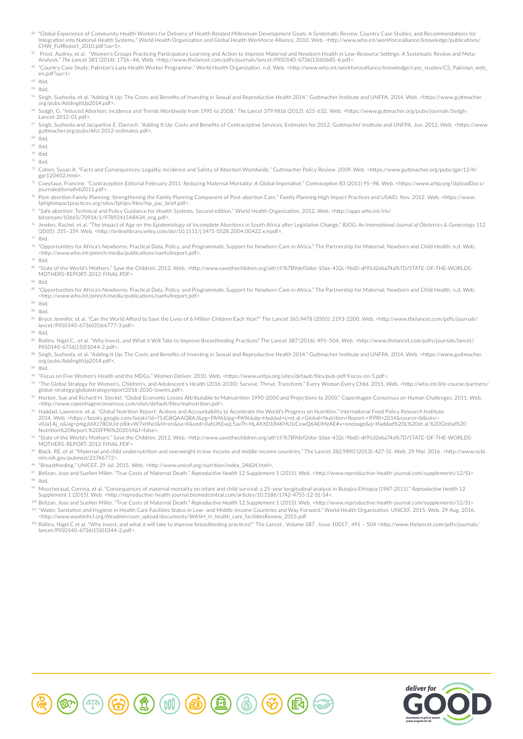[60] "Global Experience of Community Health Workers for Delivery of Health Related Millennium Development Goals: A Systematic Review, Country Case Studies, and Recommendations for Integration into National Health Systems." World Health Organization and Global Health Workforce Alliance. 2010. Web. <http://www.who.int/workforcealliance/knowledge/publications/CHW_FullReport_2010.pdf?ua=1>.

[61] Prost, Audrey, et al. "Women's Groups Practicing Participatory Learning and Action to Improve Maternal and Newborn Health in Low-Resource Settings: A Systematic Review and Meta-Analysis." *The Lancet* 381 (2014): 1736–46. Web. <http://www.thelancet.com/pdfs/journals/lancet/PIIS0140-6736(13)60685-6.pdf>.

[62] "Country Case Study: Pakistan's Lady Health Worker Programme." World Health Organization. n.d. Web. <http://www.who.int/workforcealliance/knowledge/case_studies/CS_Pakistan_web_en.pdf?ua=1>

[63] Ibid.

[64] Ibid.

[65] Singh, Susheela, et al. "Adding It Up: The Costs and Benefits of Investing in Sexual and Reproductive Health 2014." Guttmacher Institute and UNFPA. 2014. Web. <https://www.guttmacher.org/pubs/AddingItUp2014.pdf>.

[66] Sedgh, G. "Induced Abortion: Incidence and Trends Worldwide from 1995 to 2008." *The Lancet* 379.9816 (2012): 625-632. Web. <https://www.guttmacher.org/pubs/journals/Sedgh-Lancet-2012-01.pdf>.

[67] Singh, Susheela and Jacqueline E. Darroch. "Adding It Up: Costs and Benefits of Contraceptive Services: Estimates for 2012. Guttmacher Institute and UNFPA. Jun. 2012. Web. <https://www.guttmacher.org/pubs/AIU-2012-estimates.pdf>.

[68] Ibid.

[69] Ibid.

[70] Ibid.

[71] Ibid.

[72] Cohen, Susan A. "Facts and Consequences: Legality, Incidence and Safety of Abortion Worldwide." Guttmacher Policy Review. 2009. Web. <https://www.guttmacher.org/pubs/gpr/12/4/gpr120402.html>.

[73] Coeytaux, Francine. "Contraception Editorial February 2011: Reducing Maternal Mortality: A Global Imperative." *Contraception* 83 (2011) 95–98. Web. <https://www.arhp.org/UploadDocs/journaleditorialfeb2011.pdf>.

[74] Post-abortion Family Planning: Strengthening the Family Planning Component of Post-abortion Care." Family Planning High Impact Practices and USAID. Nov. 2012. Web. <https://www.fphighimpactpractices.org/sites/fphips/files/hip_pac_brief.pdf>.

[75] "Safe abortion: Technical and Policy Guidance for Health Systems, Second edition." World Health Organization. 2012. Web. <http://apps.who.int/iris/bitstream/10665/70914/1/9789241548434_eng.pdf>.

[76] Jewkes, Rachel, et al. "The Impact of Age on the Epidemiology of Incomplete Abortions in South Africa after Legislative Change." *BJOG: An International Journal of Obstetrics & Gynecology* 112 (2005): 355–359. Web. <http://onlinelibrary.wiley.com/doi/10.1111/j.1471-0528.2004.00422.x/epdf>.

[77] Ibid.

[78] "Opportunities for Africa's Newborns: Practical Data, Policy, and Programmatic Support for Newborn Care in Africa." The Partnership for Maternal, Newborn and Child Health. n.d. Web. <http://www.who.int/pmnch/media/publications/oanfullreport.pdf>.

[79] Ibid.

[80] "State of the World's Mothers." Save the Children. 2012. Web. <http://www.savethechildren.org/atf/cf/%7B9def2ebe-10ae-432c-9bd0-df91d2eba74a%7D/STATE-OF-THE-WORLDS-MOTHERS-REPORT-2012-FINAL.PDF>

[81] Ibid.

[82] "Opportunities for Africa's Newborns: Practical Data, Policy, and Programmatic Support for Newborn Care in Africa." The Partnership for Maternal, Newborn and Child Health. n.d. Web. <http://www.who.int/pmnch/media/publications/oanfullreport.pdf>.

[83] Ibid.

[84] Ibid.

[85] Bryce Jennifer, et al. "Can the World Afford to Save the Lives of 6 Million Children Each Year?" The Lancet 365.9478 (2005): 2193-2200. Web. <http://www.thelancet.com/pdfs/journals/lancet/PIIS0140-6736(05)66777-3.pdf>.

[86] Ibid.

[87] Rollins, Nigel C., et al. "Why Invest, and What it Will Take to Improve Breastfeeding Practices? The Lancet 387 (2016): 491–504. Web. <http://www.thelancet.com/pdfs/journals/lancet/PIIS0140-6736(15)01044-2.pdf>.

[88] Singh, Susheela, et al. "Adding It Up: The Costs and Benefits of Investing in Sexual and Reproductive Health 2014." Guttmacher Institute and UNFPA. 2014. Web. <https://www.guttmacher.org/pubs/AddingItUp2014.pdf>.

[89] Ibid.

[90] "Focus on Five Women's Health and the MDGs." Women Deliver. 2010. Web. <https://www.unfpa.org/sites/default/files/pub-pdf/Focus-on-5.pdf>.

[91] "The Global Strategy for Women's, Children's, and Adolescent's Health (2016-2030): Survive, Thrive, Transform." Every Woman Every Child. 2015. Web. <http://who.int/life-course/partners/global-strategy/globalstrategyreport2016-2030-lowres.pdf>.

[92] Horton, Sue and Richard H. Steckel. "Global Economic Losses Attributable to Malnutrition 1990-2000 and Projections to 2050." Copenhagen Consensus on Human Challenges. 2011. Web. <http://www.copenhagenconsensus.com/sites/default/files/malnutrition.pdf>.

[93] Haddad, Lawrence, et al. "Global Nutrition Report: Actions and Accountability to Accelerate the World's Progress on Nutrition." International Food Policy Research Institute. 2014. Web. <https://books.google.com/books?id=7SJGBQAAQBAJ&pg=PA96&lpg=PA96&dq=Haddad+L+et.al.+Global+Nutrition+Report.+IFPRI+2014&source=bl&ots=-vlUa1Aj_o&sig=pmgJi6Xz78OiUd-p8ikvW7xHNcI&hl=en&sa=X&ved=0ahUKEwjL5av7h-HLAhXD1R4KHU1iCxwQ6AEIMzAE#v=onepage&q=Haddad%20L%20et.al.%20Global%20Nutrition%20Report.%20IFPRI%202014&f=false>.

[94] "State of the World's Mothers." Save the Children. 2012. Web. <http://www.savethechildren.org/atf/cf/%7B9def2ebe-10ae-432c-9bd0-df91d2eba74a%7D/STATE-OF-THE-WORLDS-MOTHERS-REPORT-2012-FINAL.PDF>

[95] Black, RE, et al. "Maternal and child undernutrition and overweight in low-income and middle-income countries." The Lancet 382.9890 (2013): 427-51. Web. 29 Mar. 2016. <http://www.ncbi.nlm.nih.gov/pubmed/23746772>.

[96] "Breastfeeding." UNICEF. 29 Jul. 2015. Web. <http://www.unicef.org/nutrition/index_24824.html>.

[97] Belizan, Jose and Suellen Miller. "True Costs of Maternal Death." *Reproductive Health* 12 Supplement 1 (2015). Web. <http://www.reproductive-health-journal.com/supplements/12/S1>

[98] Ibid.

[99] Moucheraud, Corrina, et al. "Consequences of maternal mortality on infant and child survival: a 25-year longitudinal analysis in Butajira Ethiopia (1987-2011)." *Reproductive Health* 12 Supplement 1 (2015). Web. <http://reproductive-health-journal.biomedcentral.com/articles/10.1186/1742-4755-12-S1-S4>.

[100] Belizan, Jose and Suellen Miller. "True Costs of Maternal Death." *Reproductive Health* 12 Supplement 1 (2015). Web. <http://www.reproductive-health-journal.com/supplements/12/S1>

[101] "Water, Sanitation and Hygiene in Health Care Facilities Status in Low- and Middle-income Countries and Way Forward." World Health Organization, UNICEF, 2015. Web. 29 Aug. 2016. <http://www.washinhcf.org/fileadmin/user_upload/documents/WASH_in_health_care_facilitiesReview_2015.pdf

[102] Rollins, Nigel C et al. "Why invest, and what it will take to improve breastfeeding practices?" The Lancet , Volume 387 , Issue 10017 , 491 – 504 <http://www.thelancet.com/pdfs/journals/lancet/PIIS0140-6736(15)01044-2.pdf>.

deliver for GOOD

Investments in girls & women power progress for all.